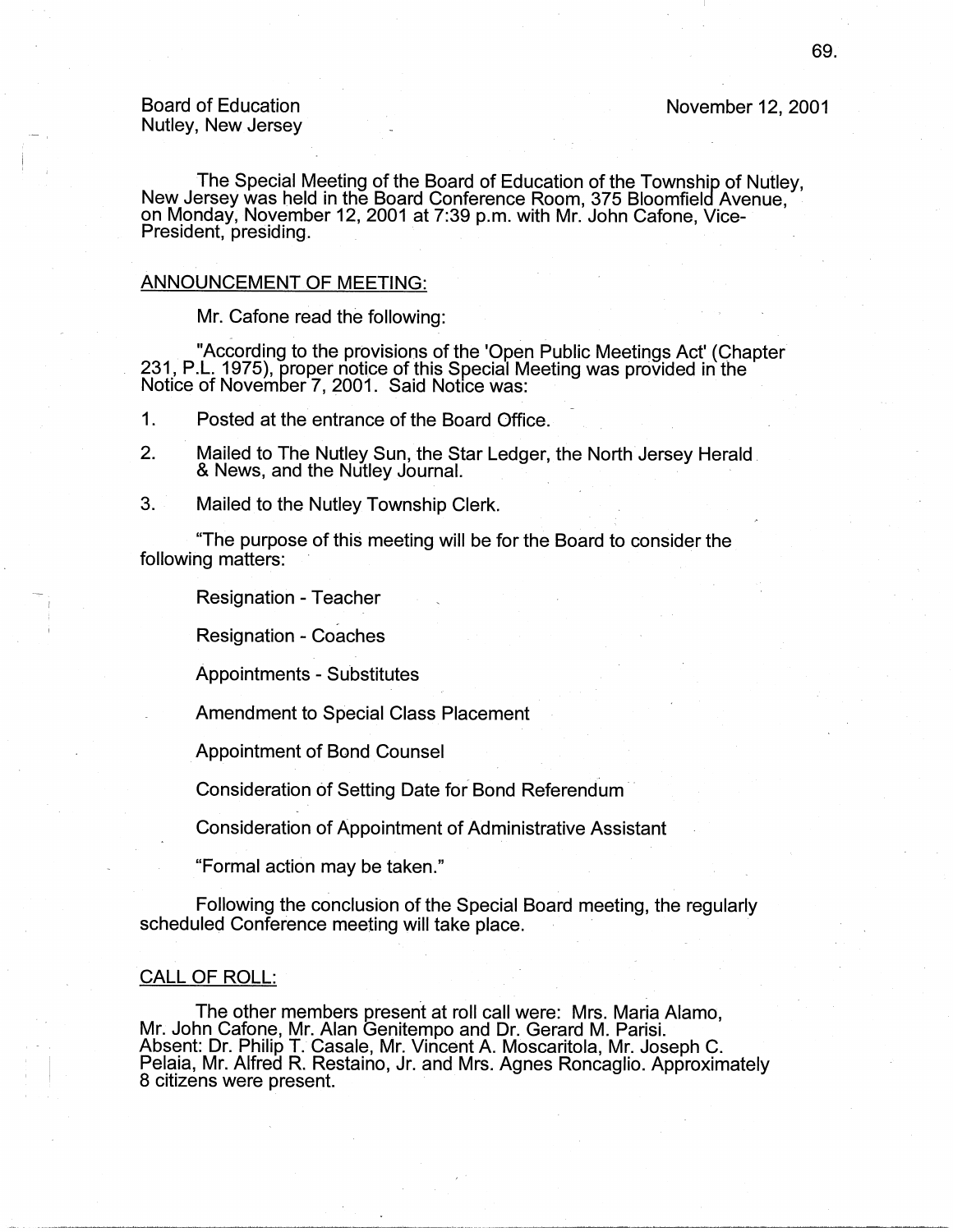Board of Education
Nutley, New Jersey

November 12, 2001

The Special Meeting of the Board of Education of the Township of Nutley, New Jersey was held in the Board Conference Room, 375 Bloomfield Avenue, on Monday, November 12, 2001 at 7:39 p.m. with Mr. John Cafone, Vice-President, presiding.

## ANNOUNCEMENT OF MEETING:

Mr. Cafone read the following:

"According to the provisions of the 'Open Public Meetings Act' (Chapter 231, P.L. 1975), proper notice of this Special Meeting was provided in the Notice of November 7, 2001. Said Notice was:

1. Posted at the entrance of the Board Office.
2. Mailed to The Nutley Sun, the Star Ledger, the North Jersey Herald & News, and the Nutley Journal.
3. Mailed to the Nutley Township Clerk.

"The purpose of this meeting will be for the Board to consider the following matters:

Resignation - Teacher

Resignation - Coaches

Appointments - Substitutes

Amendment to Special Class Placement

Appointment of Bond Counsel

Consideration of Setting Date for Bond Referendum

Consideration of Appointment of Administrative Assistant

"Formal action may be taken."

Following the conclusion of the Special Board meeting, the regularly scheduled Conference meeting will take place.

## CALL OF ROLL:

The other members present at roll call were: Mrs. Maria Alamo, Mr. John Cafone, Mr. Alan Genitempo and Dr. Gerard M. Parisi. Absent: Dr. Philip T. Casale, Mr. Vincent A. Moscaritola, Mr. Joseph C. Pelaia, Mr. Alfred R. Restaino, Jr. and Mrs. Agnes Roncaglio. Approximately 8 citizens were present.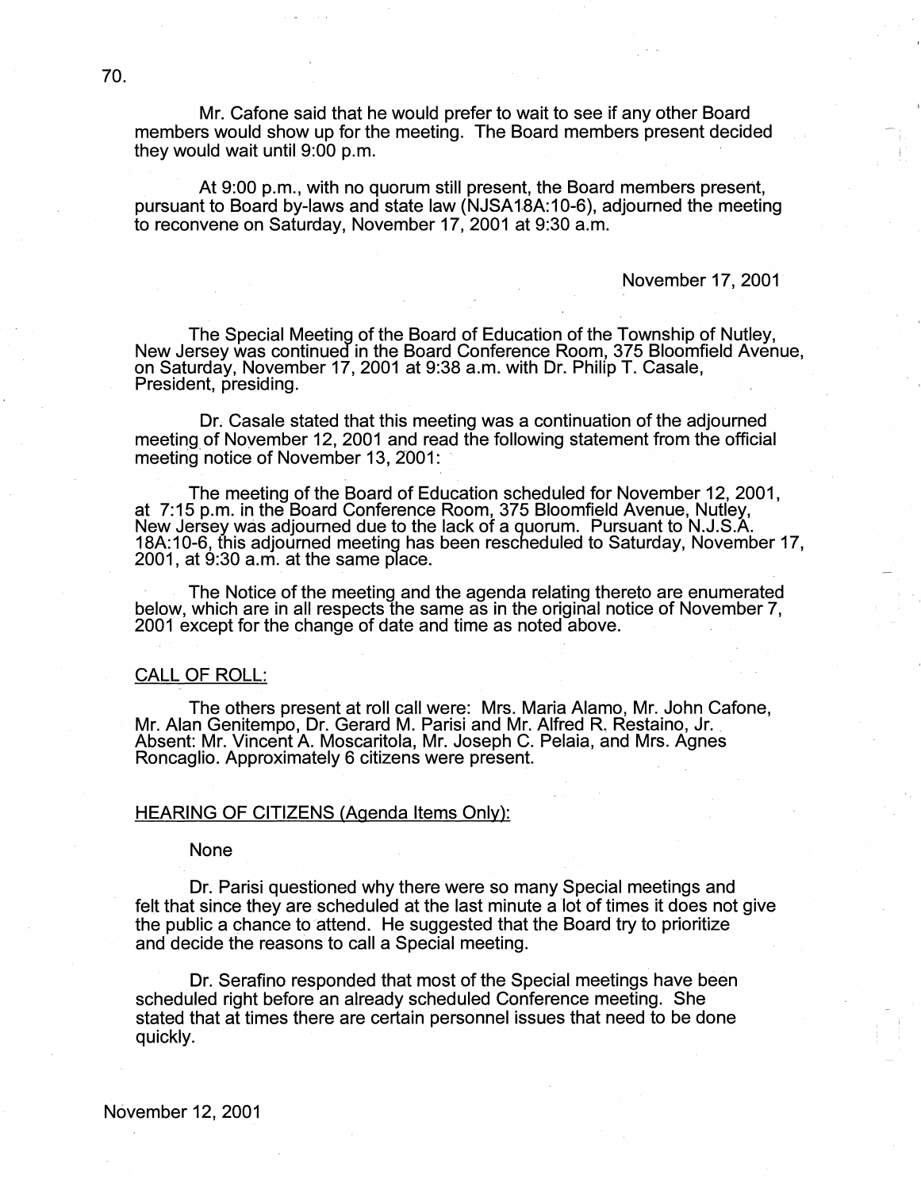Mr. Cafone said that he would prefer to wait to see if any other Board members would show up for the meeting. The Board members present decided they would wait until 9:00 p.m.

At 9:00 p.m., with no quorum still present, the Board members present, pursuant to Board by-laws and state law (NJSA18A:10-6), adjourned the meeting to reconvene on Saturday, November 17, 2001 at 9:30 a.m.

November 17, 2001

The Special Meeting of the Board of Education of the Township of Nutley, New Jersey was continued in the Board Conference Room, 375 Bloomfield Avenue, on Saturday, November 17, 2001 at 9:38 a.m. with Dr. Philip T. Casale, President, presiding.

Dr. Casale stated that this meeting was a continuation of the adjourned meeting of November 12, 2001 and read the following statement from the official meeting notice of November 13, 2001:

The meeting of the Board of Education scheduled for November 12, 2001, at 7:15 p.m. in the Board Conference Room, 375 Bloomfield Avenue, Nutley, New Jersey was adjourned due to the lack of a quorum. Pursuant to N.J.S.A. 18A:10-6, this adjourned meeting has been rescheduled to Saturday, November 17, 2001, at 9:30 a.m. at the same place.

The Notice of the meeting and the agenda relating thereto are enumerated below, which are in all respects the same as in the original notice of November 7, 2001 except for the change of date and time as noted above.

## CALL OF ROLL:

The others present at roll call were: Mrs. Maria Alamo, Mr. John Cafone, Mr. Alan Genitempo, Dr. Gerard M. Parisi and Mr. Alfred R. Restaino, Jr. Absent: Mr. Vincent A. Moscaritola, Mr. Joseph C. Pelaia, and Mrs. Agnes Roncaglio. Approximately 6 citizens were present.

## HEARING OF CITIZENS (Agenda Items Only):

None

Dr. Parisi questioned why there were so many Special meetings and felt that since they are scheduled at the last minute a lot of times it does not give the public a chance to attend. He suggested that the Board try to prioritize and decide the reasons to call a Special meeting.

Dr. Serafino responded that most of the Special meetings have been scheduled right before an already scheduled Conference meeting. She stated that at times there are certain personnel issues that need to be done quickly.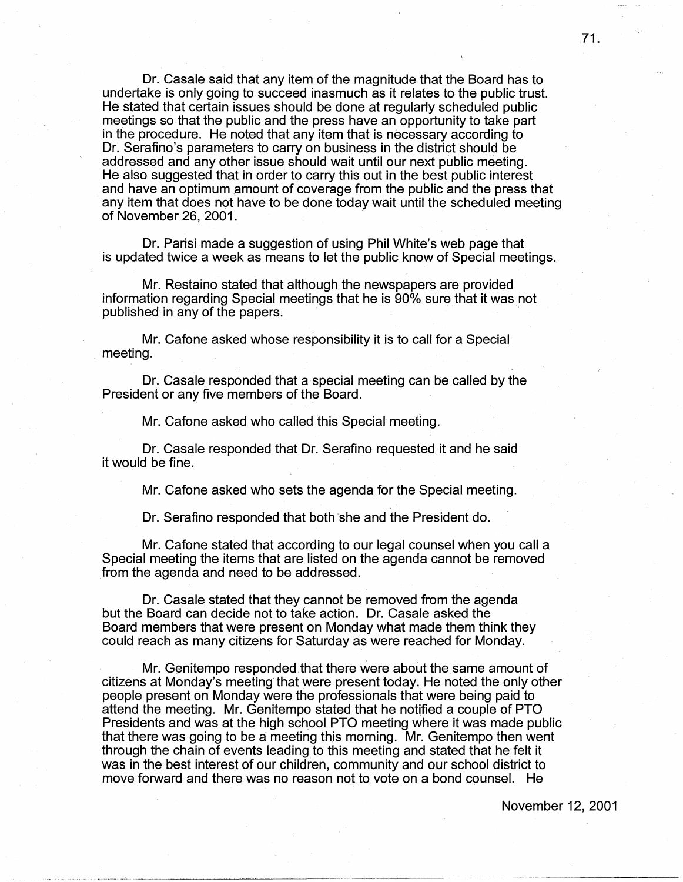Dr. Casale said that any item of the magnitude that the Board has to undertake is only going to succeed inasmuch as it relates to the public trust. He stated that certain issues should be done at regularly scheduled public meetings so that the public and the press have an opportunity to take part in the procedure. He noted that any item that is necessary according to Dr. Serafino's parameters to carry on business in the district should be addressed and any other issue should wait until our next public meeting. He also suggested that in order to carry this out in the best public interest and have an optimum amount of coverage from the public and the press that any item that does not have to be done today wait until the scheduled meeting of November 26, 2001.

Dr. Parisi made a suggestion of using Phil White's web page that is updated twice a week as means to let the public know of Special meetings.

Mr. Restaino stated that although the newspapers are provided information regarding Special meetings that he is 90% sure that it was not published in any of the papers.

Mr. Cafone asked whose responsibility it is to call for a Special meeting.

Dr. Casale responded that a special meeting can be called by the President or any five members of the Board.

Mr. Cafone asked who called this Special meeting.

Dr. Casale responded that Dr. Serafino requested it and he said it would be fine.

Mr. Cafone asked who sets the agenda for the Special meeting.

Dr. Serafino responded that both she and the President do.

Mr. Cafone stated that according to our legal counsel when you call a Special meeting the items that are listed on the agenda cannot be removed from the agenda and need to be addressed.

Dr. Casale stated that they cannot be removed from the agenda but the Board can decide not to take action. Dr. Casale asked the Board members that were present on Monday what made them think they could reach as many citizens for Saturday as were reached for Monday.

Mr. Genitempo responded that there were about the same amount of citizens at Monday's meeting that were present today. He noted the only other people present on Monday were the professionals that were being paid to attend the meeting. Mr. Genitempo stated that he notified a couple of PTO Presidents and was at the high school PTO meeting where it was made public that there was going to be a meeting this morning. Mr. Genitempo then went through the chain of events leading to this meeting and stated that he felt it was in the best interest of our children, community and our school district to move forward and there was no reason not to vote on a bond counsel. He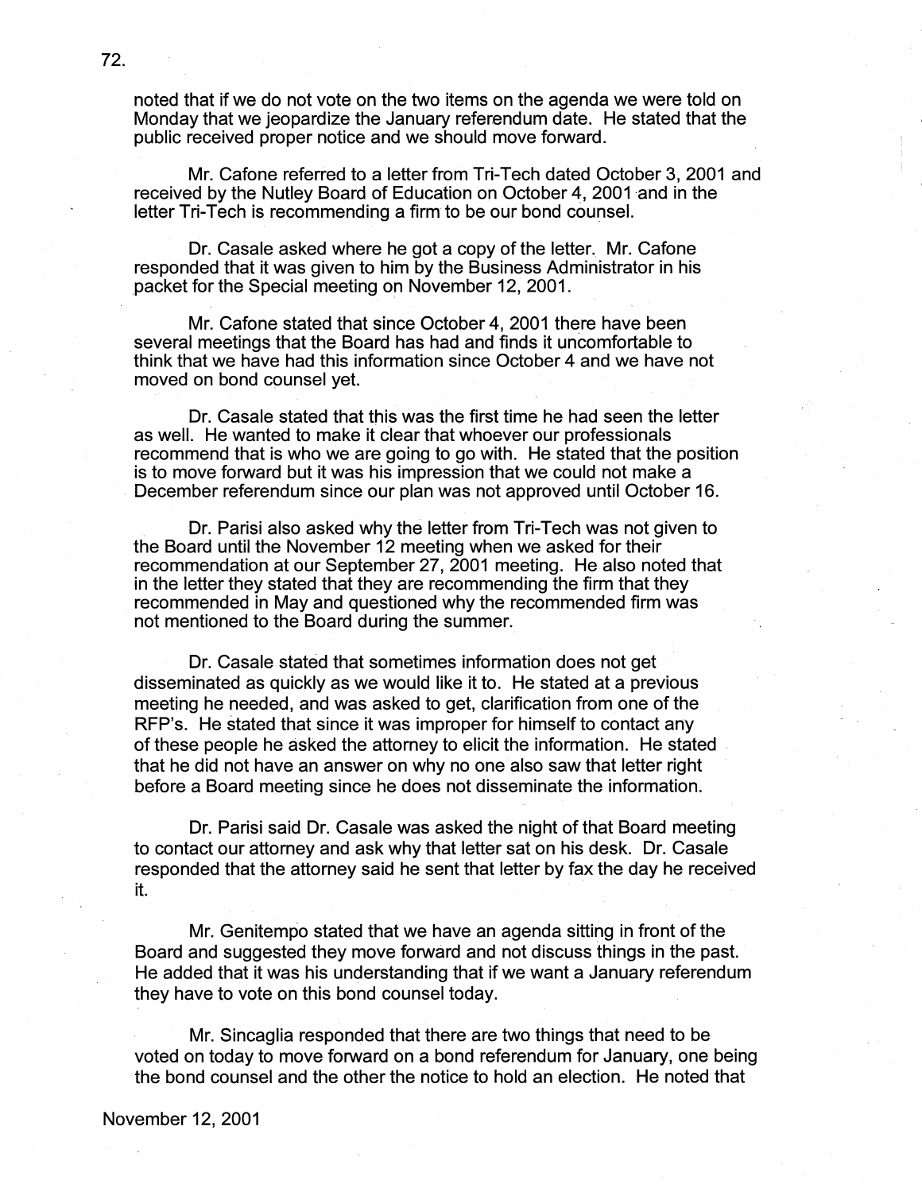noted that if we do not vote on the two items on the agenda we were told on Monday that we jeopardize the January referendum date. He stated that the public received proper notice and we should move forward.

Mr. Cafone referred to a letter from Tri-Tech dated October 3, 2001 and received by the Nutley Board of Education on October 4, 2001 and in the letter Tri-Tech is recommending a firm to be our bond counsel.

Dr. Casale asked where he got a copy of the letter. Mr. Cafone responded that it was given to him by the Business Administrator in his packet for the Special meeting on November 12, 2001.

Mr. Cafone stated that since October 4, 2001 there have been several meetings that the Board has had and finds it uncomfortable to think that we have had this information since October 4 and we have not moved on bond counsel yet.

Dr. Casale stated that this was the first time he had seen the letter as well. He wanted to make it clear that whoever our professionals recommend that is who we are going to go with. He stated that the position is to move forward but it was his impression that we could not make a December referendum since our plan was not approved until October 16.

Dr. Parisi also asked why the letter from Tri-Tech was not given to the Board until the November 12 meeting when we asked for their recommendation at our September 27, 2001 meeting. He also noted that in the letter they stated that they are recommending the firm that they recommended in May and questioned why the recommended firm was not mentioned to the Board during the summer.

Dr. Casale stated that sometimes information does not get disseminated as quickly as we would like it to. He stated at a previous meeting he needed, and was asked to get, clarification from one of the RFP's. He stated that since it was improper for himself to contact any of these people he asked the attorney to elicit the information. He stated that he did not have an answer on why no one also saw that letter right before a Board meeting since he does not disseminate the information.

Dr. Parisi said Dr. Casale was asked the night of that Board meeting to contact our attorney and ask why that letter sat on his desk. Dr. Casale responded that the attorney said he sent that letter by fax the day he received it.

Mr. Genitempo stated that we have an agenda sitting in front of the Board and suggested they move forward and not discuss things in the past. He added that it was his understanding that if we want a January referendum they have to vote on this bond counsel today.

Mr. Sincaglia responded that there are two things that need to be voted on today to move forward on a bond referendum for January, one being the bond counsel and the other the notice to hold an election. He noted that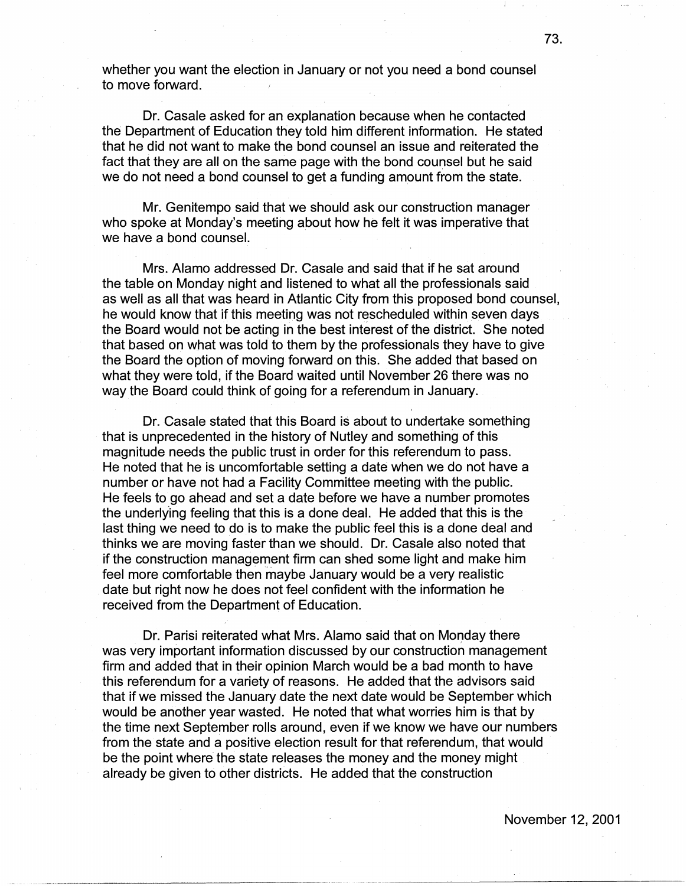whether you want the election in January or not you need a bond counsel to move forward.

Dr. Casale asked for an explanation because when he contacted the Department of Education they told him different information. He stated that he did not want to make the bond counsel an issue and reiterated the fact that they are all on the same page with the bond counsel but he said we do not need a bond counsel to get a funding amount from the state.

Mr. Genitempo said that we should ask our construction manager who spoke at Monday's meeting about how he felt it was imperative that we have a bond counsel.

Mrs. Alamo addressed Dr. Casale and said that if he sat around the table on Monday night and listened to what all the professionals said as well as all that was heard in Atlantic City from this proposed bond counsel, he would know that if this meeting was not rescheduled within seven days the Board would not be acting in the best interest of the district. She noted that based on what was told to them by the professionals they have to give the Board the option of moving forward on this. She added that based on what they were told, if the Board waited until November 26 there was no way the Board could think of going for a referendum in January.

Dr. Casale stated that this Board is about to undertake something that is unprecedented in the history of Nutley and something of this magnitude needs the public trust in order for this referendum to pass. He noted that he is uncomfortable setting a date when we do not have a number or have not had a Facility Committee meeting with the public. He feels to go ahead and set a date before we have a number promotes the underlying feeling that this is a done deal. He added that this is the last thing we need to do is to make the public feel this is a done deal and thinks we are moving faster than we should. Dr. Casale also noted that if the construction management firm can shed some light and make him feel more comfortable then maybe January would be a very realistic date but right now he does not feel confident with the information he received from the Department of Education.

Dr. Parisi reiterated what Mrs. Alamo said that on Monday there was very important information discussed by our construction management firm and added that in their opinion March would be a bad month to have this referendum for a variety of reasons. He added that the advisors said that if we missed the January date the next date would be September which would be another year wasted. He noted that what worries him is that by the time next September rolls around, even if we know we have our numbers from the state and a positive election result for that referendum, that would be the point where the state releases the money and the money might already be given to other districts. He added that the construction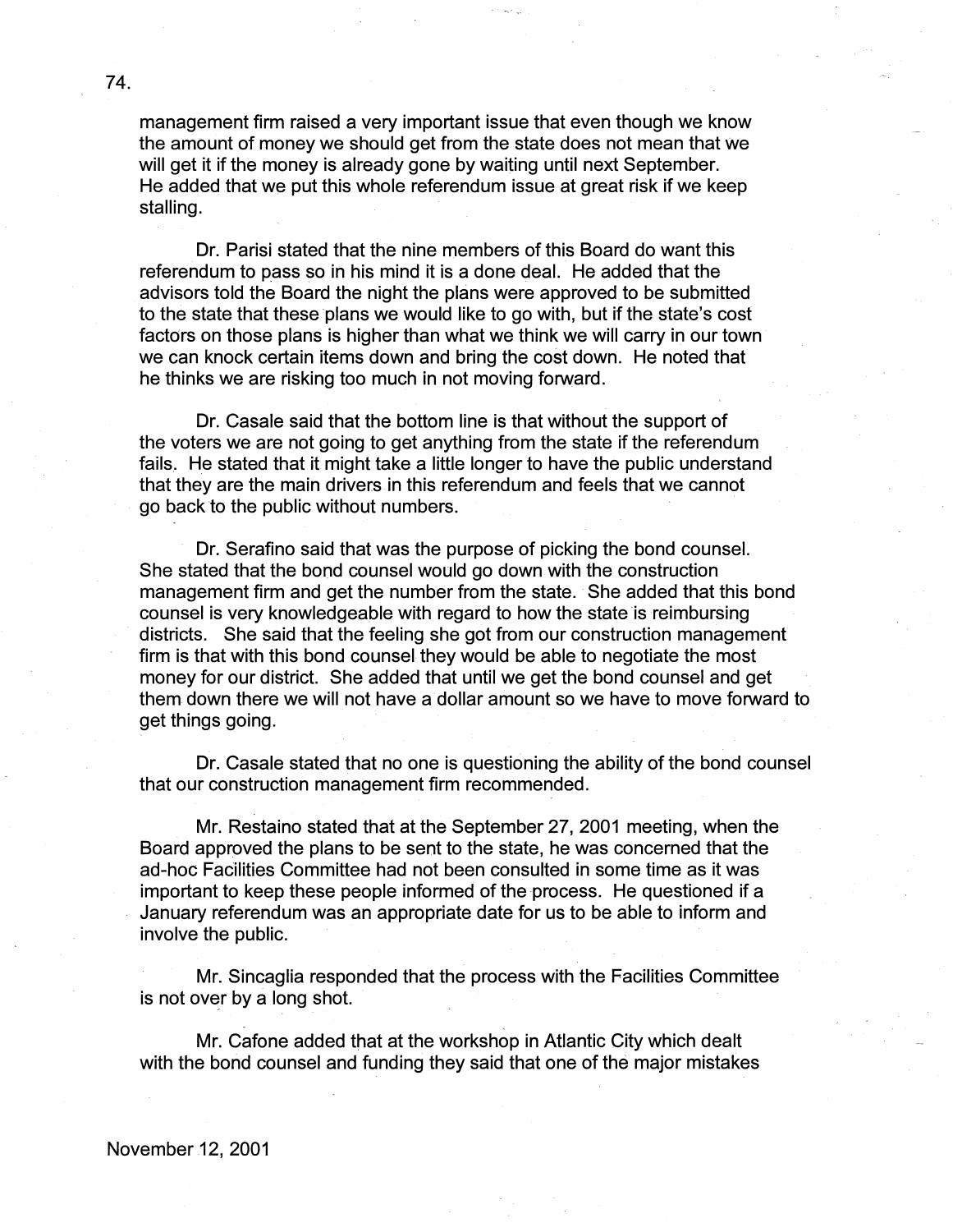management firm raised a very important issue that even though we know the amount of money we should get from the state does not mean that we will get it if the money is already gone by waiting until next September. He added that we put this whole referendum issue at great risk if we keep stalling.

Dr. Parisi stated that the nine members of this Board do want this referendum to pass so in his mind it is a done deal. He added that the advisors told the Board the night the plans were approved to be submitted to the state that these plans we would like to go with, but if the state's cost factors on those plans is higher than what we think we will carry in our town we can knock certain items down and bring the cost down. He noted that he thinks we are risking too much in not moving forward.

Dr. Casale said that the bottom line is that without the support of the voters we are not going to get anything from the state if the referendum fails. He stated that it might take a little longer to have the public understand that they are the main drivers in this referendum and feels that we cannot go back to the public without numbers.

Dr. Serafino said that was the purpose of picking the bond counsel. She stated that the bond counsel would go down with the construction management firm and get the number from the state. She added that this bond counsel is very knowledgeable with regard to how the state is reimbursing districts. She said that the feeling she got from our construction management firm is that with this bond counsel they would be able to negotiate the most money for our district. She added that until we get the bond counsel and get them down there we will not have a dollar amount so we have to move forward to get things going.

Dr. Casale stated that no one is questioning the ability of the bond counsel that our construction management firm recommended.

Mr. Restaino stated that at the September 27, 2001 meeting, when the Board approved the plans to be sent to the state, he was concerned that the ad-hoc Facilities Committee had not been consulted in some time as it was important to keep these people informed of the process. He questioned if a January referendum was an appropriate date for us to be able to inform and involve the public.

Mr. Sincaglia responded that the process with the Facilities Committee is not over by a long shot.

Mr. Cafone added that at the workshop in Atlantic City which dealt with the bond counsel and funding they said that one of the major mistakes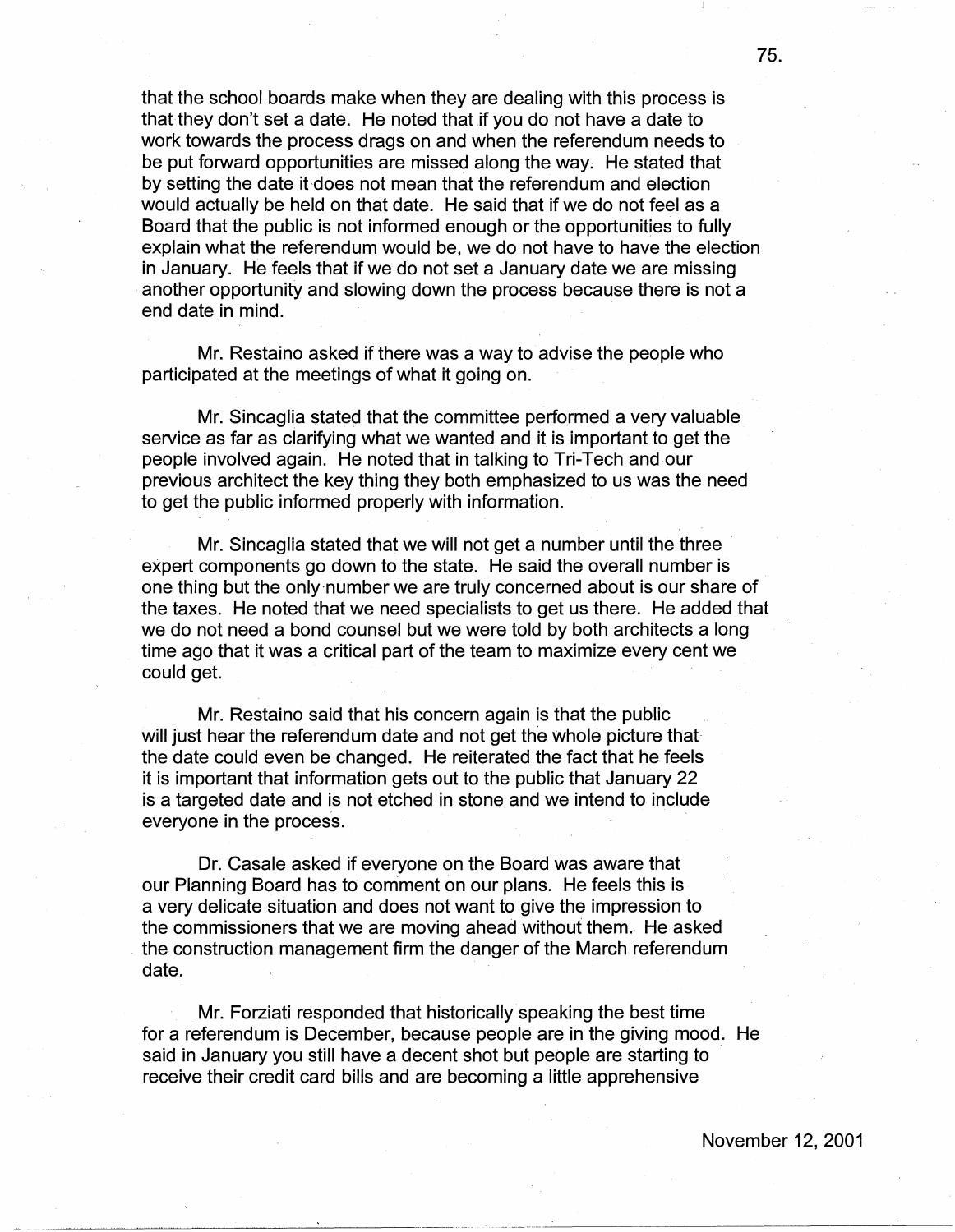that the school boards make when they are dealing with this process is that they don't set a date. He noted that if you do not have a date to work towards the process drags on and when the referendum needs to be put forward opportunities are missed along the way. He stated that by setting the date it does not mean that the referendum and election would actually be held on that date. He said that if we do not feel as a Board that the public is not informed enough or the opportunities to fully explain what the referendum would be, we do not have to have the election in January. He feels that if we do not set a January date we are missing another opportunity and slowing down the process because there is not a end date in mind.

Mr. Restaino asked if there was a way to advise the people who participated at the meetings of what it going on.

Mr. Sincaglia stated that the committee performed a very valuable service as far as clarifying what we wanted and it is important to get the people involved again. He noted that in talking to Tri-Tech and our previous architect the key thing they both emphasized to us was the need to get the public informed properly with information.

Mr. Sincaglia stated that we will not get a number until the three expert components go down to the state. He said the overall number is one thing but the only number we are truly concerned about is our share of the taxes. He noted that we need specialists to get us there. He added that we do not need a bond counsel but we were told by both architects a long time ago that it was a critical part of the team to maximize every cent we could get.

Mr. Restaino said that his concern again is that the public will just hear the referendum date and not get the whole picture that the date could even be changed. He reiterated the fact that he feels it is important that information gets out to the public that January 22 is a targeted date and is not etched in stone and we intend to include everyone in the process.

Dr. Casale asked if everyone on the Board was aware that our Planning Board has to comment on our plans. He feels this is a very delicate situation and does not want to give the impression to the commissioners that we are moving ahead without them. He asked the construction management firm the danger of the March referendum date.

Mr. Forziati responded that historically speaking the best time for a referendum is December, because people are in the giving mood. He said in January you still have a decent shot but people are starting to receive their credit card bills and are becoming a little apprehensive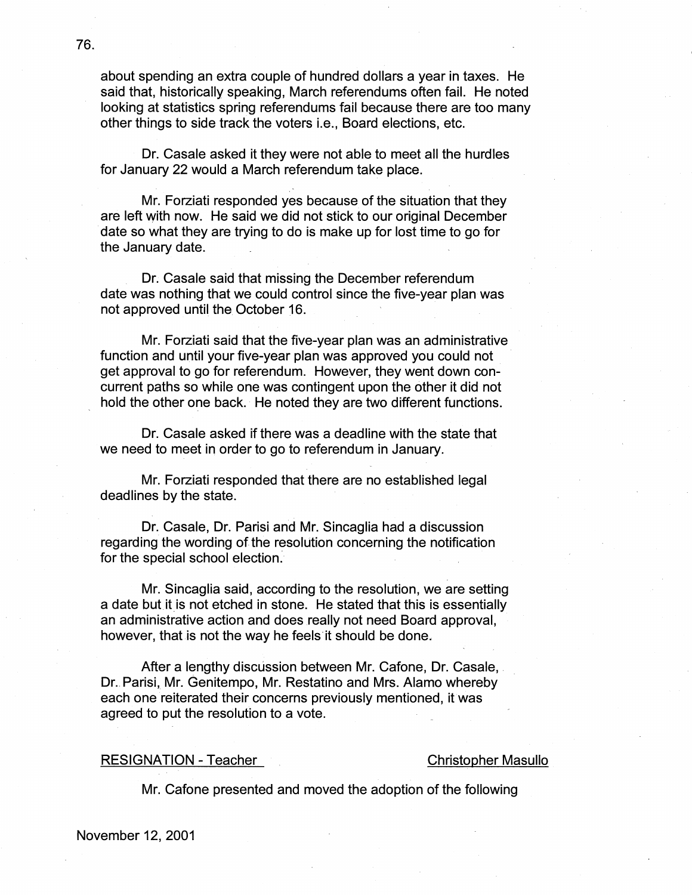about spending an extra couple of hundred dollars a year in taxes. He said that, historically speaking, March referendums often fail. He noted looking at statistics spring referendums fail because there are too many other things to side track the voters i.e., Board elections, etc.

Dr. Casale asked it they were not able to meet all the hurdles for January 22 would a March referendum take place.

Mr. Forziati responded yes because of the situation that they are left with now. He said we did not stick to our original December date so what they are trying to do is make up for lost time to go for the January date.

Dr. Casale said that missing the December referendum date was nothing that we could control since the five-year plan was not approved until the October 16.

Mr. Forziati said that the five-year plan was an administrative function and until your five-year plan was approved you could not get approval to go for referendum. However, they went down concurrent paths so while one was contingent upon the other it did not hold the other one back. He noted they are two different functions.

Dr. Casale asked if there was a deadline with the state that we need to meet in order to go to referendum in January.

Mr. Forziati responded that there are no established legal deadlines by the state.

Dr. Casale, Dr. Parisi and Mr. Sincaglia had a discussion regarding the wording of the resolution concerning the notification for the special school election.

Mr. Sincaglia said, according to the resolution, we are setting a date but it is not etched in stone. He stated that this is essentially an administrative action and does really not need Board approval, however, that is not the way he feels it should be done.

After a lengthy discussion between Mr. Cafone, Dr. Casale, Dr. Parisi, Mr. Genitempo, Mr. Restatino and Mrs. Alamo whereby each one reiterated their concerns previously mentioned, it was agreed to put the resolution to a vote.

RESIGNATION - Teacher Christopher Masullo

Mr. Cafone presented and moved the adoption of the following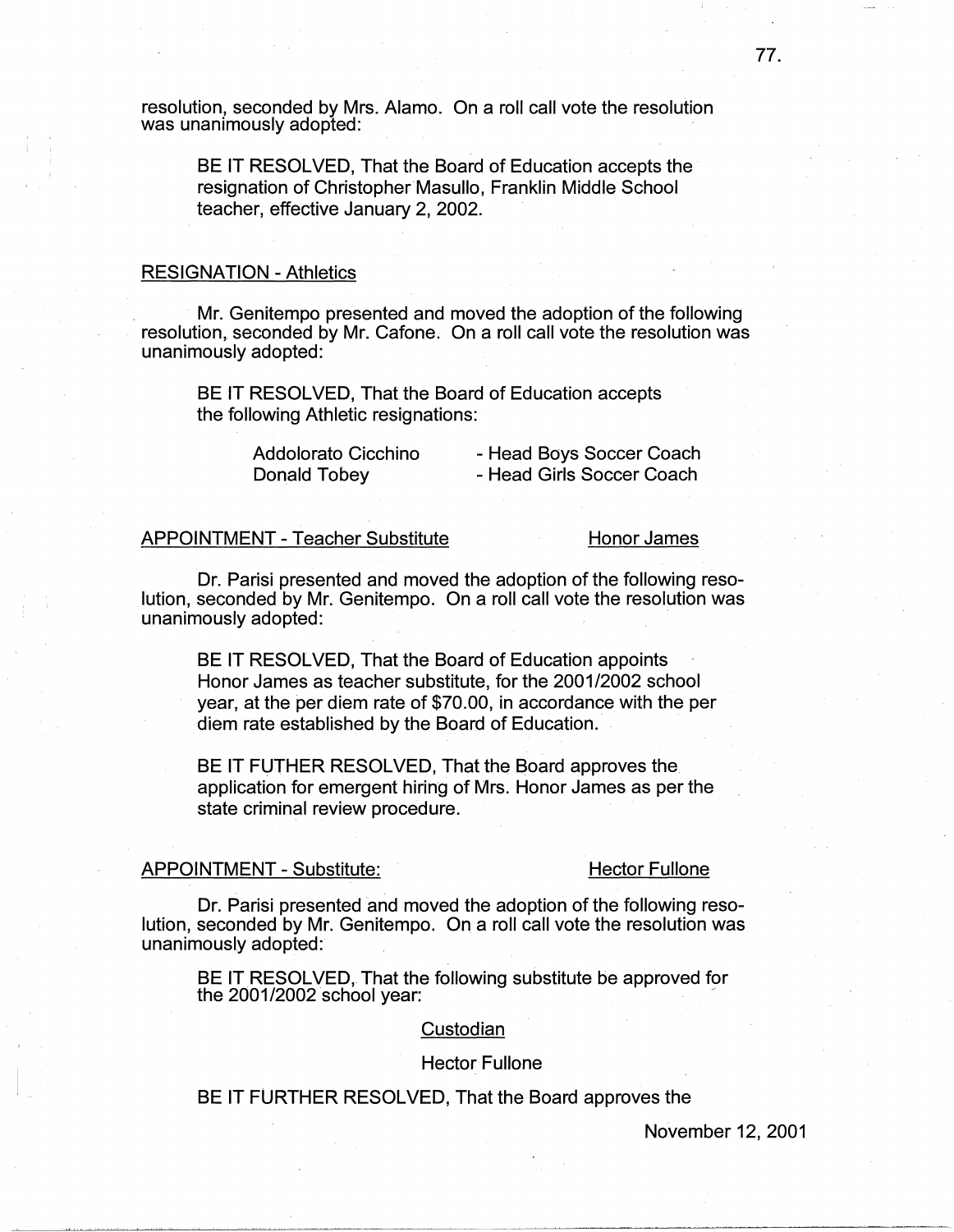resolution, seconded by Mrs. Alamo. On a roll call vote the resolution was unanimously adopted:

> BE IT RESOLVED, That the Board of Education accepts the resignation of Christopher Masullo, Franklin Middle School teacher, effective January 2, 2002.

RESIGNATION - Athletics

Mr. Genitempo presented and moved the adoption of the following resolution, seconded by Mr. Cafone. On a roll call vote the resolution was unanimously adopted:

> BE IT RESOLVED, That the Board of Education accepts the following Athletic resignations:
>
> Addolorato Cicchino - Head Boys Soccer Coach
> Donald Tobey - Head Girls Soccer Coach

APPOINTMENT - Teacher Substitute — Honor James

Dr. Parisi presented and moved the adoption of the following resolution, seconded by Mr. Genitempo. On a roll call vote the resolution was unanimously adopted:

> BE IT RESOLVED, That the Board of Education appoints Honor James as teacher substitute, for the 2001/2002 school year, at the per diem rate of $70.00, in accordance with the per diem rate established by the Board of Education.
>
> BE IT FUTHER RESOLVED, That the Board approves the application for emergent hiring of Mrs. Honor James as per the state criminal review procedure.

APPOINTMENT - Substitute: — Hector Fullone

Dr. Parisi presented and moved the adoption of the following resolution, seconded by Mr. Genitempo. On a roll call vote the resolution was unanimously adopted:

> BE IT RESOLVED, That the following substitute be approved for the 2001/2002 school year:
>
> Custodian
>
> Hector Fullone
>
> BE IT FURTHER RESOLVED, That the Board approves the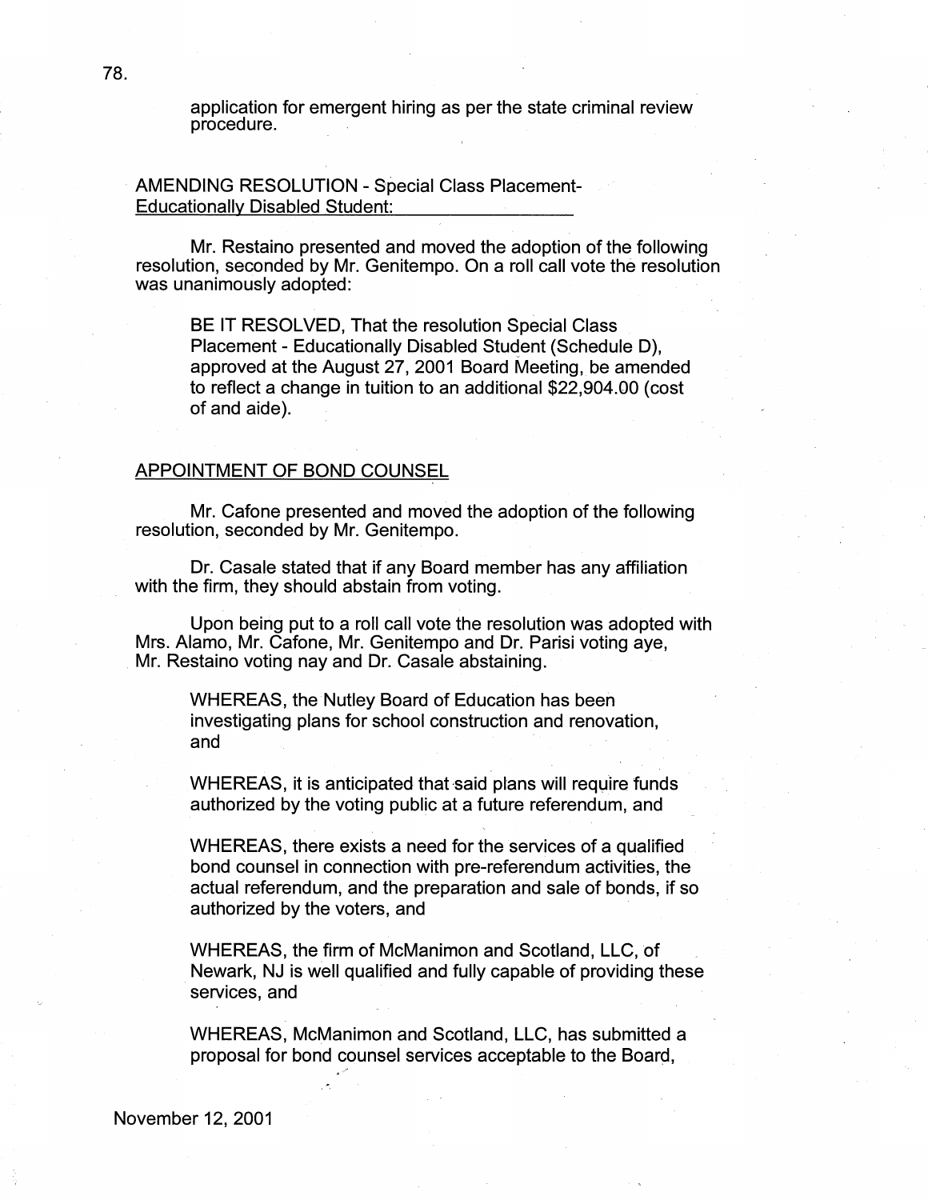application for emergent hiring as per the state criminal review procedure.

AMENDING RESOLUTION - Special Class Placement-Educationally Disabled Student:

Mr. Restaino presented and moved the adoption of the following resolution, seconded by Mr. Genitempo. On a roll call vote the resolution was unanimously adopted:

> BE IT RESOLVED, That the resolution Special Class Placement - Educationally Disabled Student (Schedule D), approved at the August 27, 2001 Board Meeting, be amended to reflect a change in tuition to an additional $22,904.00 (cost of and aide).

APPOINTMENT OF BOND COUNSEL

Mr. Cafone presented and moved the adoption of the following resolution, seconded by Mr. Genitempo.

Dr. Casale stated that if any Board member has any affiliation with the firm, they should abstain from voting.

Upon being put to a roll call vote the resolution was adopted with Mrs. Alamo, Mr. Cafone, Mr. Genitempo and Dr. Parisi voting aye, Mr. Restaino voting nay and Dr. Casale abstaining.

> WHEREAS, the Nutley Board of Education has been investigating plans for school construction and renovation, and
>
> WHEREAS, it is anticipated that said plans will require funds authorized by the voting public at a future referendum, and
>
> WHEREAS, there exists a need for the services of a qualified bond counsel in connection with pre-referendum activities, the actual referendum, and the preparation and sale of bonds, if so authorized by the voters, and
>
> WHEREAS, the firm of McManimon and Scotland, LLC, of Newark, NJ is well qualified and fully capable of providing these services, and
>
> WHEREAS, McManimon and Scotland, LLC, has submitted a proposal for bond counsel services acceptable to the Board,

November 12, 2001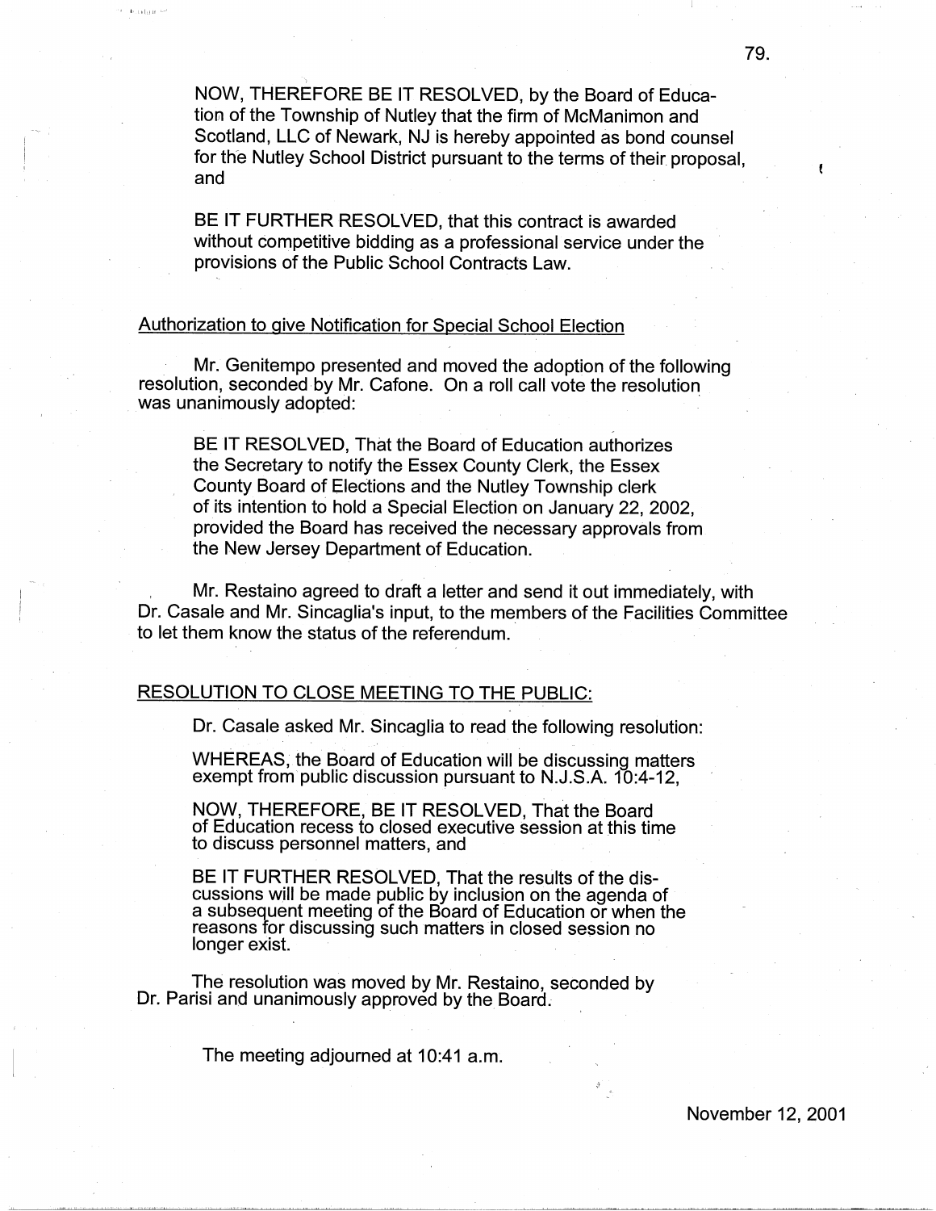NOW, THEREFORE BE IT RESOLVED, by the Board of Education of the Township of Nutley that the firm of McManimon and Scotland, LLC of Newark, NJ is hereby appointed as bond counsel for the Nutley School District pursuant to the terms of their proposal, and

BE IT FURTHER RESOLVED, that this contract is awarded without competitive bidding as a professional service under the provisions of the Public School Contracts Law.

Authorization to give Notification for Special School Election

Mr. Genitempo presented and moved the adoption of the following resolution, seconded by Mr. Cafone. On a roll call vote the resolution was unanimously adopted:

BE IT RESOLVED, That the Board of Education authorizes the Secretary to notify the Essex County Clerk, the Essex County Board of Elections and the Nutley Township clerk of its intention to hold a Special Election on January 22, 2002, provided the Board has received the necessary approvals from the New Jersey Department of Education.

Mr. Restaino agreed to draft a letter and send it out immediately, with Dr. Casale and Mr. Sincaglia's input, to the members of the Facilities Committee to let them know the status of the referendum.

RESOLUTION TO CLOSE MEETING TO THE PUBLIC:

Dr. Casale asked Mr. Sincaglia to read the following resolution:

WHEREAS, the Board of Education will be discussing matters exempt from public discussion pursuant to N.J.S.A. 10:4-12,

NOW, THEREFORE, BE IT RESOLVED, That the Board of Education recess to closed executive session at this time to discuss personnel matters, and

BE IT FURTHER RESOLVED, That the results of the discussions will be made public by inclusion on the agenda of a subsequent meeting of the Board of Education or when the reasons for discussing such matters in closed session no longer exist.

The resolution was moved by Mr. Restaino, seconded by Dr. Parisi and unanimously approved by the Board.

The meeting adjourned at 10:41 a.m.

November 12, 2001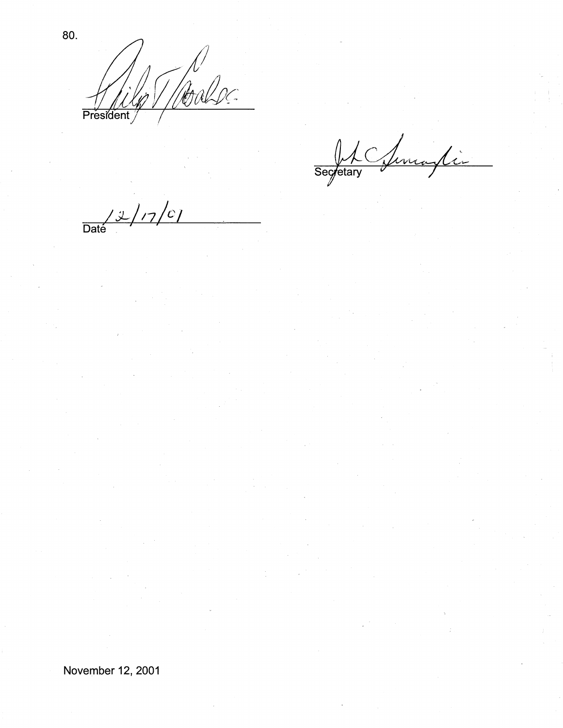80.

President

Secretary

12/17/01
Date

November 12, 2001